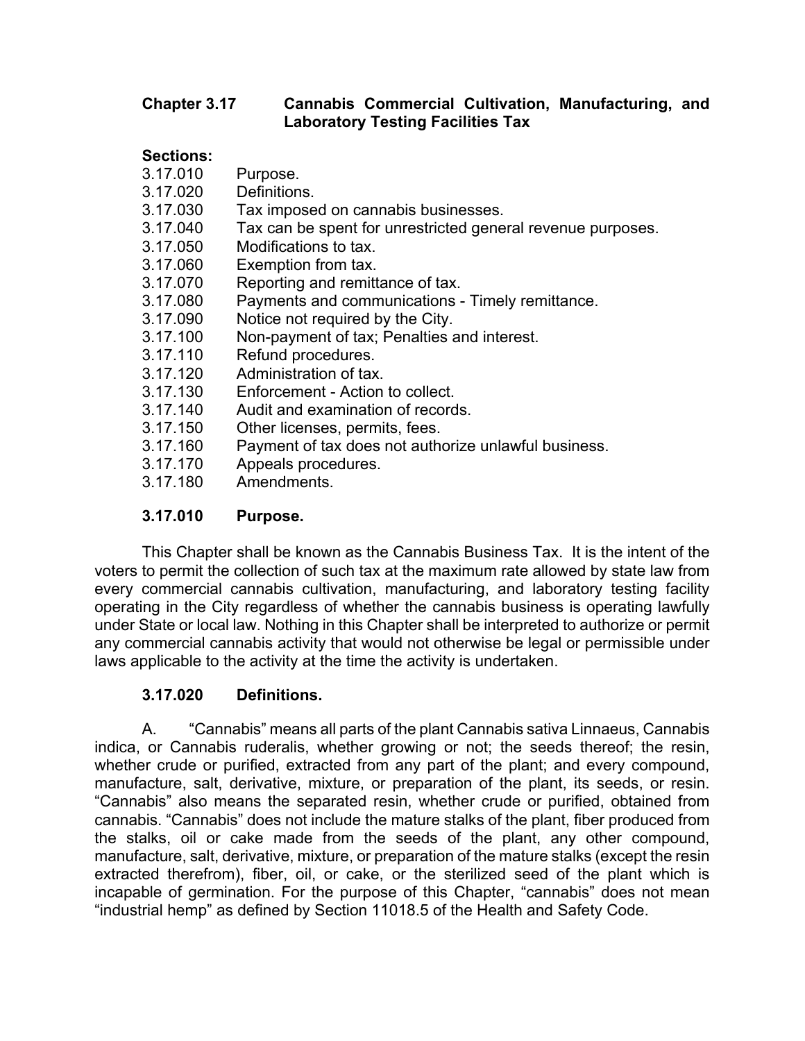# Chapter 3.17 Cannabis Commercial Cultivation, Manufacturing, and Laboratory Testing Facilities Tax

**Sections:**

3.17.010 Purpose.
3.17.020 Definitions.
3.17.030 Tax imposed on cannabis businesses.
3.17.040 Tax can be spent for unrestricted general revenue purposes.
3.17.050 Modifications to tax.
3.17.060 Exemption from tax.
3.17.070 Reporting and remittance of tax.
3.17.080 Payments and communications - Timely remittance.
3.17.090 Notice not required by the City.
3.17.100 Non-payment of tax; Penalties and interest.
3.17.110 Refund procedures.
3.17.120 Administration of tax.
3.17.130 Enforcement - Action to collect.
3.17.140 Audit and examination of records.
3.17.150 Other licenses, permits, fees.
3.17.160 Payment of tax does not authorize unlawful business.
3.17.170 Appeals procedures.
3.17.180 Amendments.

## 3.17.010 Purpose.

This Chapter shall be known as the Cannabis Business Tax. It is the intent of the voters to permit the collection of such tax at the maximum rate allowed by state law from every commercial cannabis cultivation, manufacturing, and laboratory testing facility operating in the City regardless of whether the cannabis business is operating lawfully under State or local law. Nothing in this Chapter shall be interpreted to authorize or permit any commercial cannabis activity that would not otherwise be legal or permissible under laws applicable to the activity at the time the activity is undertaken.

## 3.17.020 Definitions.

A. "Cannabis" means all parts of the plant Cannabis sativa Linnaeus, Cannabis indica, or Cannabis ruderalis, whether growing or not; the seeds thereof; the resin, whether crude or purified, extracted from any part of the plant; and every compound, manufacture, salt, derivative, mixture, or preparation of the plant, its seeds, or resin. "Cannabis" also means the separated resin, whether crude or purified, obtained from cannabis. "Cannabis" does not include the mature stalks of the plant, fiber produced from the stalks, oil or cake made from the seeds of the plant, any other compound, manufacture, salt, derivative, mixture, or preparation of the mature stalks (except the resin extracted therefrom), fiber, oil, or cake, or the sterilized seed of the plant which is incapable of germination. For the purpose of this Chapter, "cannabis" does not mean "industrial hemp" as defined by Section 11018.5 of the Health and Safety Code.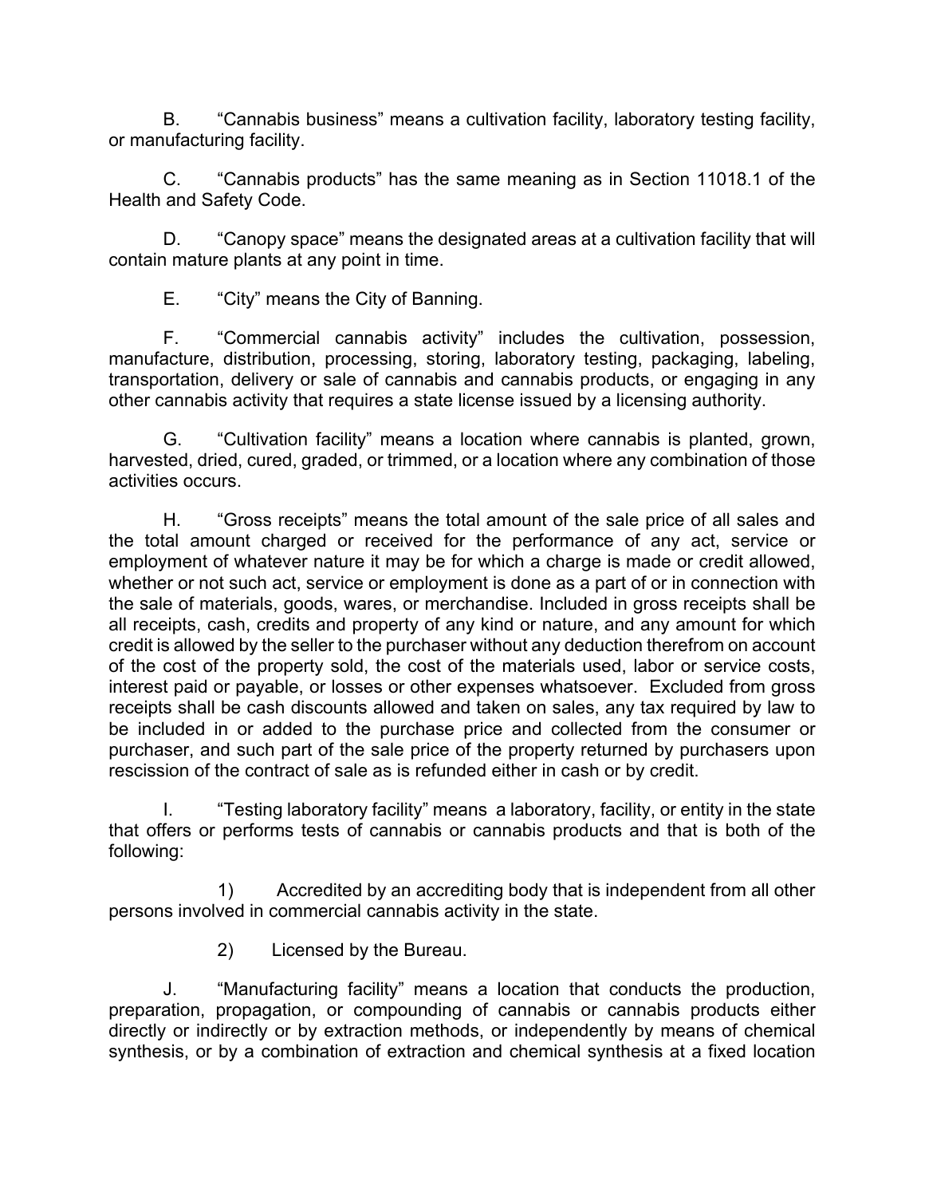B. “Cannabis business” means a cultivation facility, laboratory testing facility, or manufacturing facility.

C. “Cannabis products” has the same meaning as in Section 11018.1 of the Health and Safety Code.

D. “Canopy space” means the designated areas at a cultivation facility that will contain mature plants at any point in time.

E. “City” means the City of Banning.

F. “Commercial cannabis activity” includes the cultivation, possession, manufacture, distribution, processing, storing, laboratory testing, packaging, labeling, transportation, delivery or sale of cannabis and cannabis products, or engaging in any other cannabis activity that requires a state license issued by a licensing authority.

G. “Cultivation facility” means a location where cannabis is planted, grown, harvested, dried, cured, graded, or trimmed, or a location where any combination of those activities occurs.

H. “Gross receipts” means the total amount of the sale price of all sales and the total amount charged or received for the performance of any act, service or employment of whatever nature it may be for which a charge is made or credit allowed, whether or not such act, service or employment is done as a part of or in connection with the sale of materials, goods, wares, or merchandise. Included in gross receipts shall be all receipts, cash, credits and property of any kind or nature, and any amount for which credit is allowed by the seller to the purchaser without any deduction therefrom on account of the cost of the property sold, the cost of the materials used, labor or service costs, interest paid or payable, or losses or other expenses whatsoever. Excluded from gross receipts shall be cash discounts allowed and taken on sales, any tax required by law to be included in or added to the purchase price and collected from the consumer or purchaser, and such part of the sale price of the property returned by purchasers upon rescission of the contract of sale as is refunded either in cash or by credit.

I. “Testing laboratory facility” means a laboratory, facility, or entity in the state that offers or performs tests of cannabis or cannabis products and that is both of the following:

1) Accredited by an accrediting body that is independent from all other persons involved in commercial cannabis activity in the state.

2) Licensed by the Bureau.

J. “Manufacturing facility” means a location that conducts the production, preparation, propagation, or compounding of cannabis or cannabis products either directly or indirectly or by extraction methods, or independently by means of chemical synthesis, or by a combination of extraction and chemical synthesis at a fixed location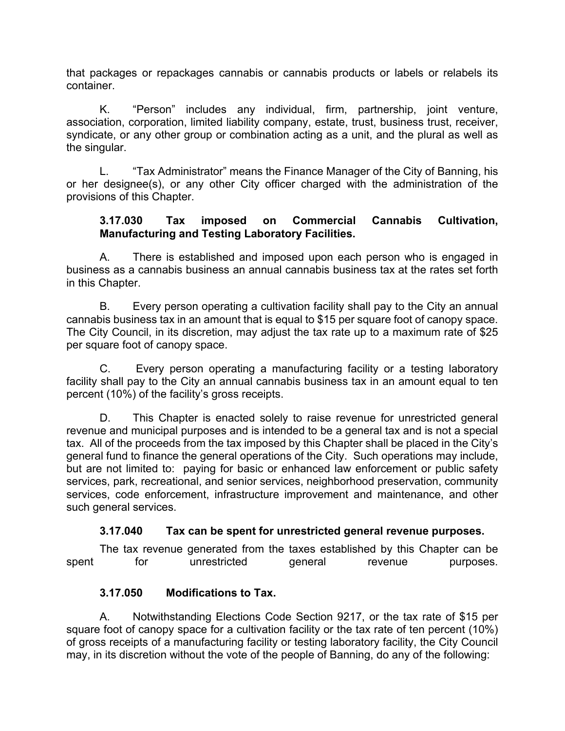that packages or repackages cannabis or cannabis products or labels or relabels its container.

K. "Person" includes any individual, firm, partnership, joint venture, association, corporation, limited liability company, estate, trust, business trust, receiver, syndicate, or any other group or combination acting as a unit, and the plural as well as the singular.

L. "Tax Administrator" means the Finance Manager of the City of Banning, his or her designee(s), or any other City officer charged with the administration of the provisions of this Chapter.

**3.17.030 Tax imposed on Commercial Cannabis Cultivation, Manufacturing and Testing Laboratory Facilities.**

A. There is established and imposed upon each person who is engaged in business as a cannabis business an annual cannabis business tax at the rates set forth in this Chapter.

B. Every person operating a cultivation facility shall pay to the City an annual cannabis business tax in an amount that is equal to $15 per square foot of canopy space. The City Council, in its discretion, may adjust the tax rate up to a maximum rate of $25 per square foot of canopy space.

C. Every person operating a manufacturing facility or a testing laboratory facility shall pay to the City an annual cannabis business tax in an amount equal to ten percent (10%) of the facility's gross receipts.

D. This Chapter is enacted solely to raise revenue for unrestricted general revenue and municipal purposes and is intended to be a general tax and is not a special tax. All of the proceeds from the tax imposed by this Chapter shall be placed in the City's general fund to finance the general operations of the City. Such operations may include, but are not limited to: paying for basic or enhanced law enforcement or public safety services, park, recreational, and senior services, neighborhood preservation, community services, code enforcement, infrastructure improvement and maintenance, and other such general services.

**3.17.040 Tax can be spent for unrestricted general revenue purposes.**

The tax revenue generated from the taxes established by this Chapter can be spent for unrestricted general revenue purposes.

**3.17.050 Modifications to Tax.**

A. Notwithstanding Elections Code Section 9217, or the tax rate of $15 per square foot of canopy space for a cultivation facility or the tax rate of ten percent (10%) of gross receipts of a manufacturing facility or testing laboratory facility, the City Council may, in its discretion without the vote of the people of Banning, do any of the following: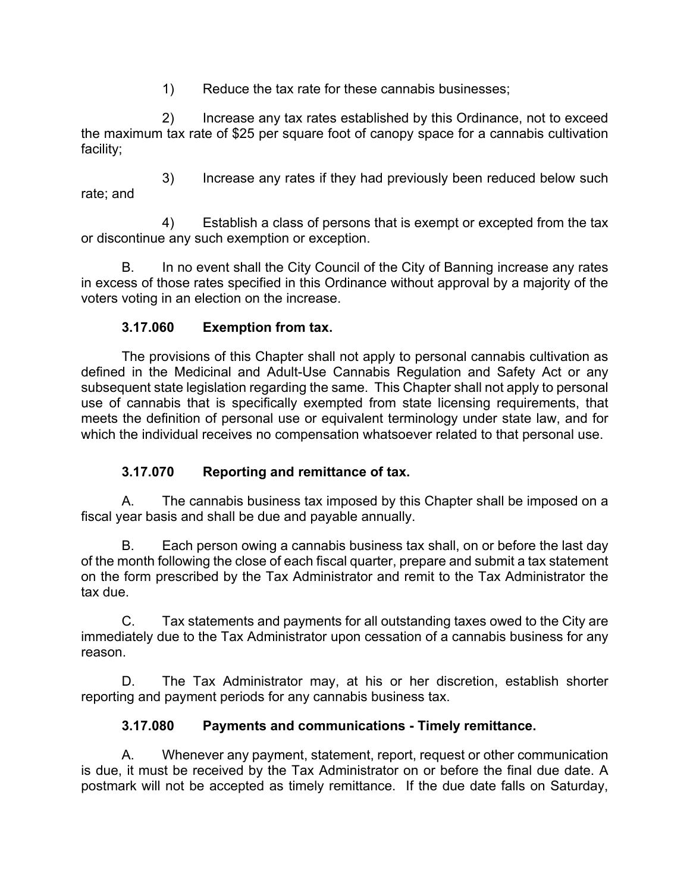1) Reduce the tax rate for these cannabis businesses;

2) Increase any tax rates established by this Ordinance, not to exceed the maximum tax rate of $25 per square foot of canopy space for a cannabis cultivation facility;

3) Increase any rates if they had previously been reduced below such rate; and

4) Establish a class of persons that is exempt or excepted from the tax or discontinue any such exemption or exception.

B. In no event shall the City Council of the City of Banning increase any rates in excess of those rates specified in this Ordinance without approval by a majority of the voters voting in an election on the increase.

### 3.17.060 Exemption from tax.

The provisions of this Chapter shall not apply to personal cannabis cultivation as defined in the Medicinal and Adult-Use Cannabis Regulation and Safety Act or any subsequent state legislation regarding the same. This Chapter shall not apply to personal use of cannabis that is specifically exempted from state licensing requirements, that meets the definition of personal use or equivalent terminology under state law, and for which the individual receives no compensation whatsoever related to that personal use.

### 3.17.070 Reporting and remittance of tax.

A. The cannabis business tax imposed by this Chapter shall be imposed on a fiscal year basis and shall be due and payable annually.

B. Each person owing a cannabis business tax shall, on or before the last day of the month following the close of each fiscal quarter, prepare and submit a tax statement on the form prescribed by the Tax Administrator and remit to the Tax Administrator the tax due.

C. Tax statements and payments for all outstanding taxes owed to the City are immediately due to the Tax Administrator upon cessation of a cannabis business for any reason.

D. The Tax Administrator may, at his or her discretion, establish shorter reporting and payment periods for any cannabis business tax.

### 3.17.080 Payments and communications - Timely remittance.

A. Whenever any payment, statement, report, request or other communication is due, it must be received by the Tax Administrator on or before the final due date. A postmark will not be accepted as timely remittance. If the due date falls on Saturday,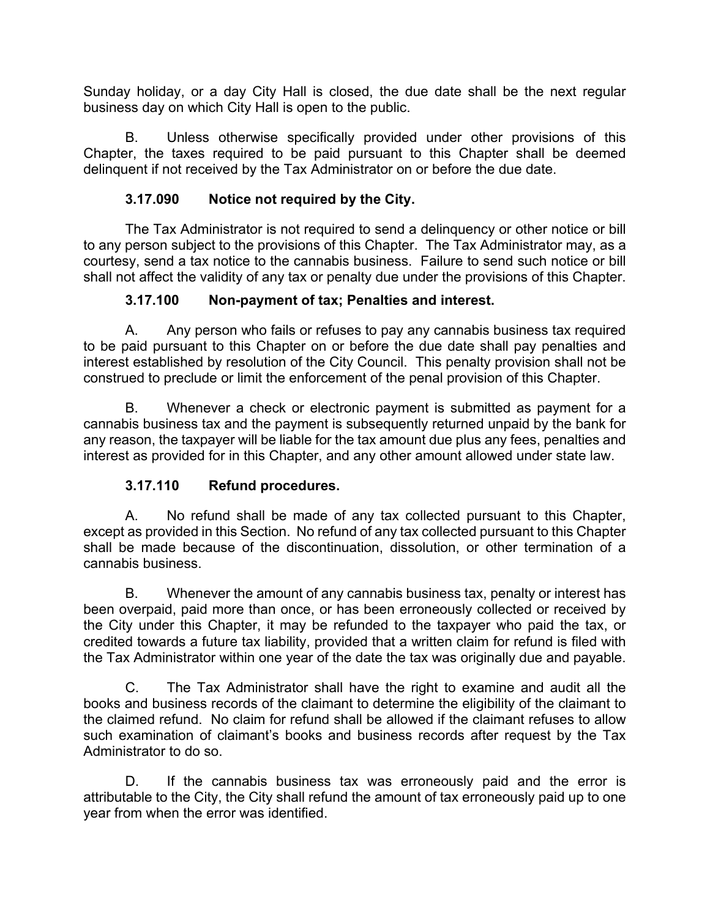Sunday holiday, or a day City Hall is closed, the due date shall be the next regular business day on which City Hall is open to the public.

B. Unless otherwise specifically provided under other provisions of this Chapter, the taxes required to be paid pursuant to this Chapter shall be deemed delinquent if not received by the Tax Administrator on or before the due date.

### 3.17.090 Notice not required by the City.

The Tax Administrator is not required to send a delinquency or other notice or bill to any person subject to the provisions of this Chapter. The Tax Administrator may, as a courtesy, send a tax notice to the cannabis business. Failure to send such notice or bill shall not affect the validity of any tax or penalty due under the provisions of this Chapter.

### 3.17.100 Non-payment of tax; Penalties and interest.

A. Any person who fails or refuses to pay any cannabis business tax required to be paid pursuant to this Chapter on or before the due date shall pay penalties and interest established by resolution of the City Council. This penalty provision shall not be construed to preclude or limit the enforcement of the penal provision of this Chapter.

B. Whenever a check or electronic payment is submitted as payment for a cannabis business tax and the payment is subsequently returned unpaid by the bank for any reason, the taxpayer will be liable for the tax amount due plus any fees, penalties and interest as provided for in this Chapter, and any other amount allowed under state law.

### 3.17.110 Refund procedures.

A. No refund shall be made of any tax collected pursuant to this Chapter, except as provided in this Section. No refund of any tax collected pursuant to this Chapter shall be made because of the discontinuation, dissolution, or other termination of a cannabis business.

B. Whenever the amount of any cannabis business tax, penalty or interest has been overpaid, paid more than once, or has been erroneously collected or received by the City under this Chapter, it may be refunded to the taxpayer who paid the tax, or credited towards a future tax liability, provided that a written claim for refund is filed with the Tax Administrator within one year of the date the tax was originally due and payable.

C. The Tax Administrator shall have the right to examine and audit all the books and business records of the claimant to determine the eligibility of the claimant to the claimed refund. No claim for refund shall be allowed if the claimant refuses to allow such examination of claimant's books and business records after request by the Tax Administrator to do so.

D. If the cannabis business tax was erroneously paid and the error is attributable to the City, the City shall refund the amount of tax erroneously paid up to one year from when the error was identified.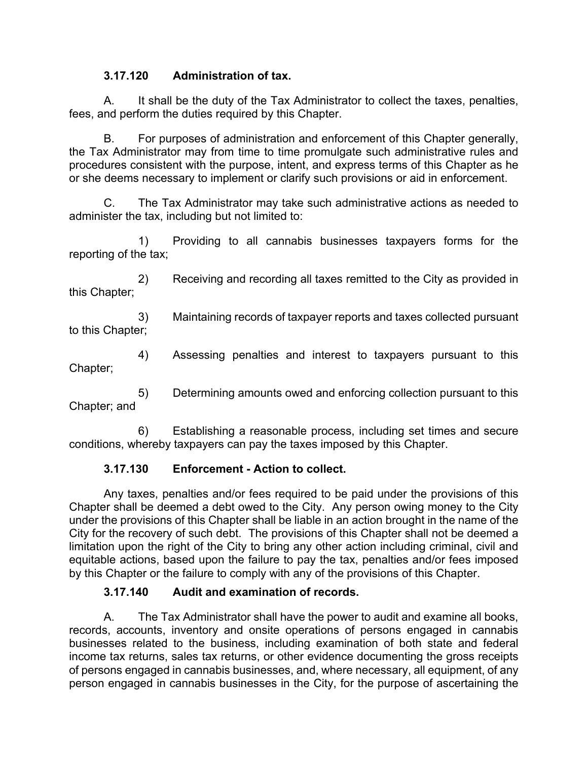### 3.17.120 Administration of tax.

A. It shall be the duty of the Tax Administrator to collect the taxes, penalties, fees, and perform the duties required by this Chapter.

B. For purposes of administration and enforcement of this Chapter generally, the Tax Administrator may from time to time promulgate such administrative rules and procedures consistent with the purpose, intent, and express terms of this Chapter as he or she deems necessary to implement or clarify such provisions or aid in enforcement.

C. The Tax Administrator may take such administrative actions as needed to administer the tax, including but not limited to:

1) Providing to all cannabis businesses taxpayers forms for the reporting of the tax;

2) Receiving and recording all taxes remitted to the City as provided in this Chapter;

3) Maintaining records of taxpayer reports and taxes collected pursuant to this Chapter;

4) Assessing penalties and interest to taxpayers pursuant to this Chapter;

5) Determining amounts owed and enforcing collection pursuant to this Chapter; and

6) Establishing a reasonable process, including set times and secure conditions, whereby taxpayers can pay the taxes imposed by this Chapter.

### 3.17.130 Enforcement - Action to collect.

Any taxes, penalties and/or fees required to be paid under the provisions of this Chapter shall be deemed a debt owed to the City. Any person owing money to the City under the provisions of this Chapter shall be liable in an action brought in the name of the City for the recovery of such debt. The provisions of this Chapter shall not be deemed a limitation upon the right of the City to bring any other action including criminal, civil and equitable actions, based upon the failure to pay the tax, penalties and/or fees imposed by this Chapter or the failure to comply with any of the provisions of this Chapter.

### 3.17.140 Audit and examination of records.

A. The Tax Administrator shall have the power to audit and examine all books, records, accounts, inventory and onsite operations of persons engaged in cannabis businesses related to the business, including examination of both state and federal income tax returns, sales tax returns, or other evidence documenting the gross receipts of persons engaged in cannabis businesses, and, where necessary, all equipment, of any person engaged in cannabis businesses in the City, for the purpose of ascertaining the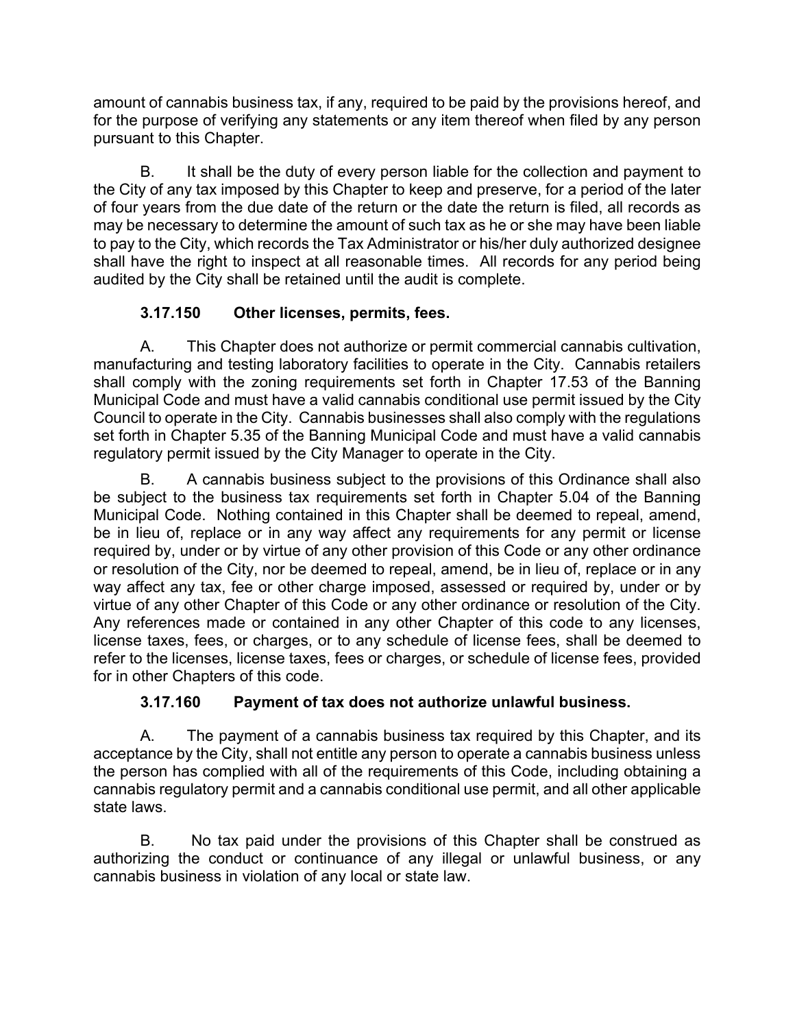amount of cannabis business tax, if any, required to be paid by the provisions hereof, and for the purpose of verifying any statements or any item thereof when filed by any person pursuant to this Chapter.

B. It shall be the duty of every person liable for the collection and payment to the City of any tax imposed by this Chapter to keep and preserve, for a period of the later of four years from the due date of the return or the date the return is filed, all records as may be necessary to determine the amount of such tax as he or she may have been liable to pay to the City, which records the Tax Administrator or his/her duly authorized designee shall have the right to inspect at all reasonable times. All records for any period being audited by the City shall be retained until the audit is complete.

### 3.17.150 Other licenses, permits, fees.

A. This Chapter does not authorize or permit commercial cannabis cultivation, manufacturing and testing laboratory facilities to operate in the City. Cannabis retailers shall comply with the zoning requirements set forth in Chapter 17.53 of the Banning Municipal Code and must have a valid cannabis conditional use permit issued by the City Council to operate in the City. Cannabis businesses shall also comply with the regulations set forth in Chapter 5.35 of the Banning Municipal Code and must have a valid cannabis regulatory permit issued by the City Manager to operate in the City.

B. A cannabis business subject to the provisions of this Ordinance shall also be subject to the business tax requirements set forth in Chapter 5.04 of the Banning Municipal Code. Nothing contained in this Chapter shall be deemed to repeal, amend, be in lieu of, replace or in any way affect any requirements for any permit or license required by, under or by virtue of any other provision of this Code or any other ordinance or resolution of the City, nor be deemed to repeal, amend, be in lieu of, replace or in any way affect any tax, fee or other charge imposed, assessed or required by, under or by virtue of any other Chapter of this Code or any other ordinance or resolution of the City. Any references made or contained in any other Chapter of this code to any licenses, license taxes, fees, or charges, or to any schedule of license fees, shall be deemed to refer to the licenses, license taxes, fees or charges, or schedule of license fees, provided for in other Chapters of this code.

### 3.17.160 Payment of tax does not authorize unlawful business.

A. The payment of a cannabis business tax required by this Chapter, and its acceptance by the City, shall not entitle any person to operate a cannabis business unless the person has complied with all of the requirements of this Code, including obtaining a cannabis regulatory permit and a cannabis conditional use permit, and all other applicable state laws.

B. No tax paid under the provisions of this Chapter shall be construed as authorizing the conduct or continuance of any illegal or unlawful business, or any cannabis business in violation of any local or state law.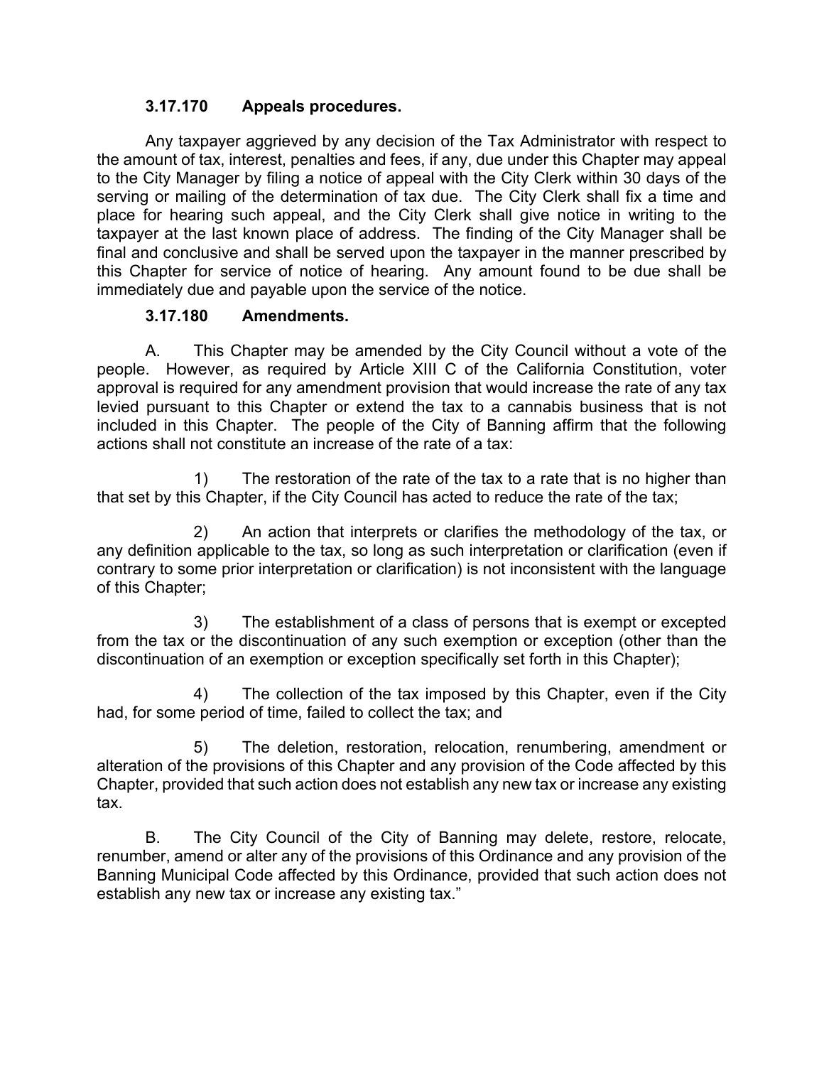### 3.17.170 Appeals procedures.

Any taxpayer aggrieved by any decision of the Tax Administrator with respect to the amount of tax, interest, penalties and fees, if any, due under this Chapter may appeal to the City Manager by filing a notice of appeal with the City Clerk within 30 days of the serving or mailing of the determination of tax due. The City Clerk shall fix a time and place for hearing such appeal, and the City Clerk shall give notice in writing to the taxpayer at the last known place of address. The finding of the City Manager shall be final and conclusive and shall be served upon the taxpayer in the manner prescribed by this Chapter for service of notice of hearing. Any amount found to be due shall be immediately due and payable upon the service of the notice.

### 3.17.180 Amendments.

A. This Chapter may be amended by the City Council without a vote of the people. However, as required by Article XIII C of the California Constitution, voter approval is required for any amendment provision that would increase the rate of any tax levied pursuant to this Chapter or extend the tax to a cannabis business that is not included in this Chapter. The people of the City of Banning affirm that the following actions shall not constitute an increase of the rate of a tax:

1) The restoration of the rate of the tax to a rate that is no higher than that set by this Chapter, if the City Council has acted to reduce the rate of the tax;

2) An action that interprets or clarifies the methodology of the tax, or any definition applicable to the tax, so long as such interpretation or clarification (even if contrary to some prior interpretation or clarification) is not inconsistent with the language of this Chapter;

3) The establishment of a class of persons that is exempt or excepted from the tax or the discontinuation of any such exemption or exception (other than the discontinuation of an exemption or exception specifically set forth in this Chapter);

4) The collection of the tax imposed by this Chapter, even if the City had, for some period of time, failed to collect the tax; and

5) The deletion, restoration, relocation, renumbering, amendment or alteration of the provisions of this Chapter and any provision of the Code affected by this Chapter, provided that such action does not establish any new tax or increase any existing tax.

B. The City Council of the City of Banning may delete, restore, relocate, renumber, amend or alter any of the provisions of this Ordinance and any provision of the Banning Municipal Code affected by this Ordinance, provided that such action does not establish any new tax or increase any existing tax."